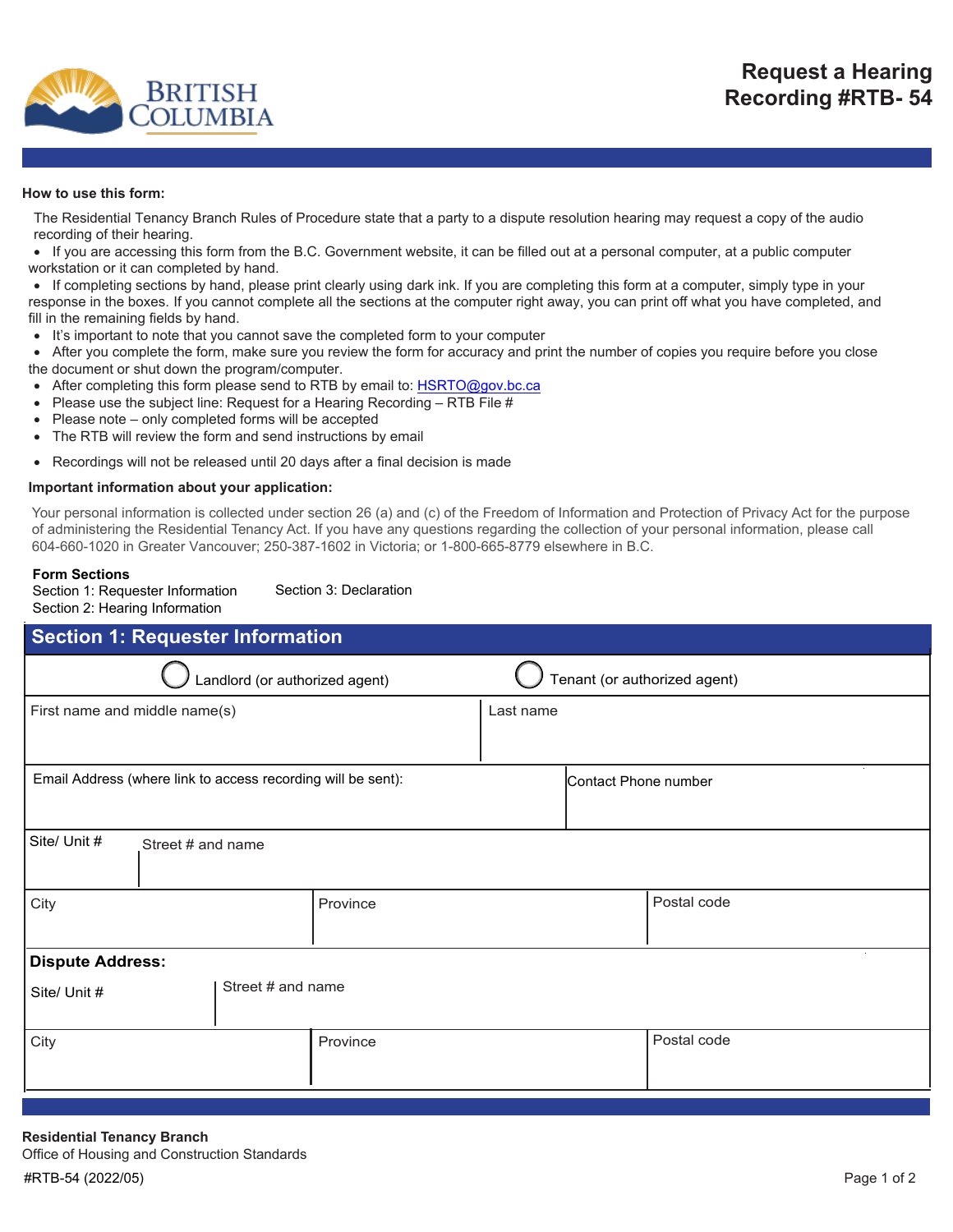# Request a Hearing Recording #RTB- 54

**How to use this form:**

The Residential Tenancy Branch Rules of Procedure state that a party to a dispute resolution hearing may request a copy of the audio recording of their hearing.

- If you are accessing this form from the B.C. Government website, it can be filled out at a personal computer, at a public computer workstation or it can completed by hand.
- If completing sections by hand, please print clearly using dark ink. If you are completing this form at a computer, simply type in your response in the boxes. If you cannot complete all the sections at the computer right away, you can print off what you have completed, and fill in the remaining fields by hand.
- It's important to note that you cannot save the completed form to your computer
- After you complete the form, make sure you review the form for accuracy and print the number of copies you require before you close the document or shut down the program/computer.
- After completing this form please send to RTB by email to: HSRTO@gov.bc.ca
- Please use the subject line: Request for a Hearing Recording – RTB File #
- Please note – only completed forms will be accepted
- The RTB will review the form and send instructions by email
- Recordings will not be released until 20 days after a final decision is made

**Important information about your application:**

Your personal information is collected under section 26 (a) and (c) of the Freedom of Information and Protection of Privacy Act for the purpose of administering the Residential Tenancy Act. If you have any questions regarding the collection of your personal information, please call 604-660-1020 in Greater Vancouver; 250-387-1602 in Victoria; or 1-800-665-8779 elsewhere in B.C.

**Form Sections**

Section 1: Requester Information
Section 2: Hearing Information
Section 3: Declaration

## Section 1: Requester Information

○ Landlord (or authorized agent) ○ Tenant (or authorized agent)

| First name and middle name(s) | Last name |
|---|---|
| | |

| Email Address (where link to access recording will be sent): | Contact Phone number |
|---|---|
| | |

| Site/ Unit # | Street # and name |
|---|---|
| | |

| City | Province | Postal code |
|---|---|---|
| | | |

**Dispute Address:**

| Site/ Unit # | Street # and name |
|---|---|
| | |

| City | Province | Postal code |
|---|---|---|
| | | |

**Residential Tenancy Branch**
Office of Housing and Construction Standards

#RTB-54 (2022/05)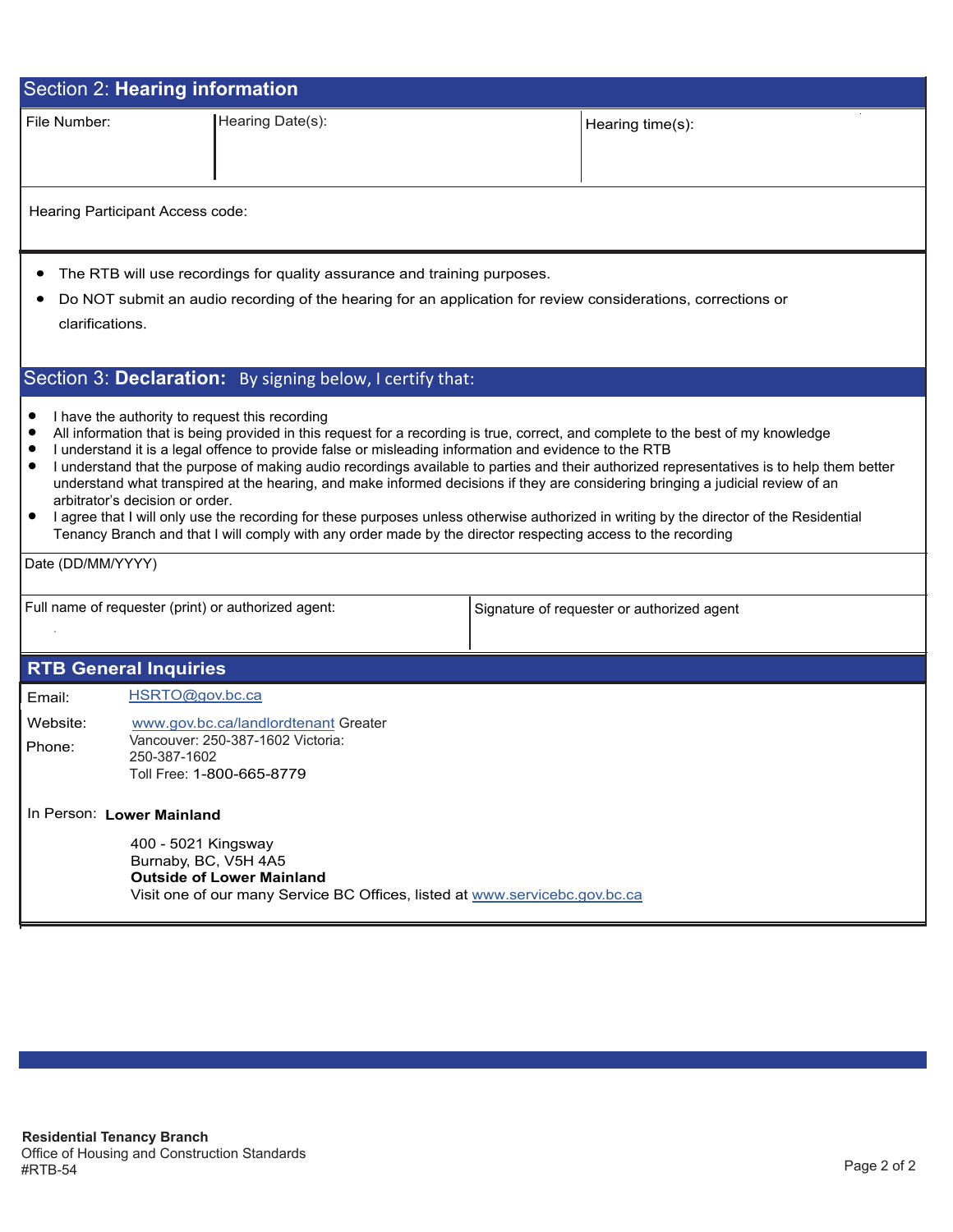## Section 2: **Hearing information**

| File Number: | Hearing Date(s): | Hearing time(s): |
|---|---|---|
| | | |

Hearing Participant Access code:

- The RTB will use recordings for quality assurance and training purposes.
- Do NOT submit an audio recording of the hearing for an application for review considerations, corrections or clarifications.

## Section 3: **Declaration:** By signing below, I certify that:

- I have the authority to request this recording
- All information that is being provided in this request for a recording is true, correct, and complete to the best of my knowledge
- I understand it is a legal offence to provide false or misleading information and evidence to the RTB
- I understand that the purpose of making audio recordings available to parties and their authorized representatives is to help them better understand what transpired at the hearing, and make informed decisions if they are considering bringing a judicial review of an arbitrator's decision or order.
- I agree that I will only use the recording for these purposes unless otherwise authorized in writing by the director of the Residential Tenancy Branch and that I will comply with any order made by the director respecting access to the recording

Date (DD/MM/YYYY)

| Full name of requester (print) or authorized agent: | Signature of requester or authorized agent |
|---|---|
| | |

## RTB General Inquiries

Email: HSRTO@gov.bc.ca

Website: www.gov.bc.ca/landlordtenant

Phone: Greater Vancouver: 250-387-1602 Victoria: 250-387-1602
Toll Free: 1-800-665-8779

In Person: **Lower Mainland**

400 - 5021 Kingsway
Burnaby, BC, V5H 4A5

**Outside of Lower Mainland**

Visit one of our many Service BC Offices, listed at www.servicebc.gov.bc.ca

**Residential Tenancy Branch**
Office of Housing and Construction Standards
#RTB-54